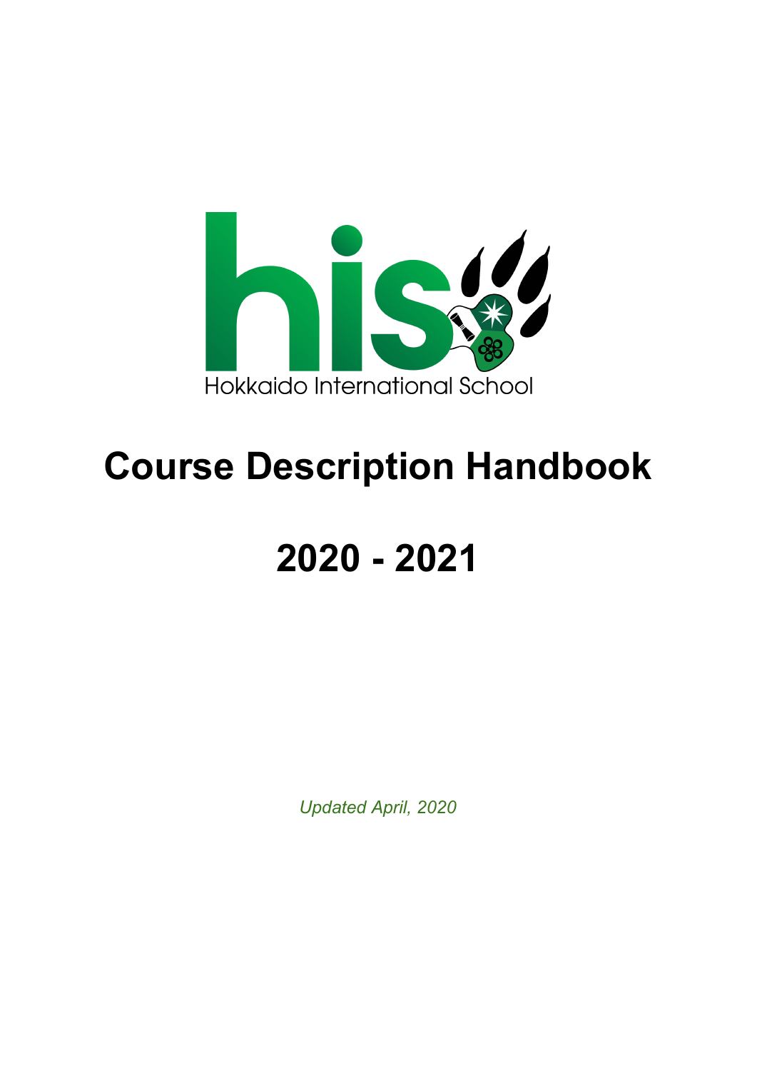his

Hokkaido International School

# Course Description Handbook

# 2020 - 2021

*Updated April, 2020*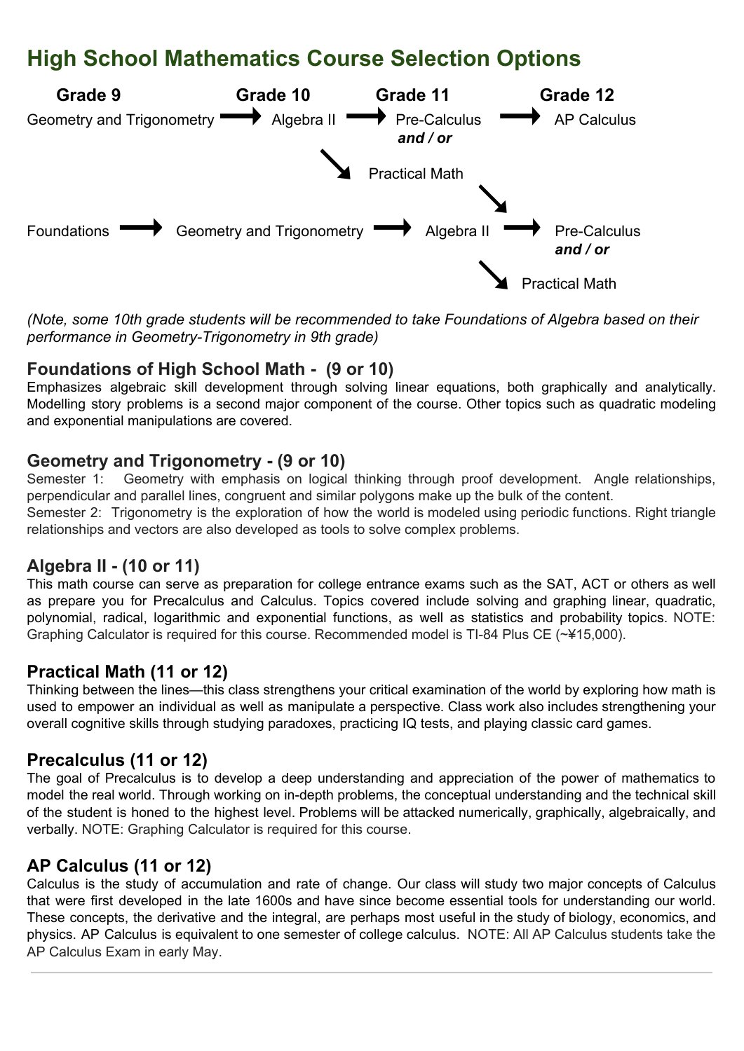# High School Mathematics Course Selection Options

**Grade 9** | **Grade 10** | **Grade 11** | **Grade 12**

Geometry and Trigonometry → Algebra II → Pre-Calculus ***and / or*** → AP Calculus

↘ Practical Math ↘

Foundations → Geometry and Trigonometry → Algebra II → Pre-Calculus ***and / or***

↘ Practical Math

*(Note, some 10th grade students will be recommended to take Foundations of Algebra based on their performance in Geometry-Trigonometry in 9th grade)*

## Foundations of High School Math - (9 or 10)

Emphasizes algebraic skill development through solving linear equations, both graphically and analytically. Modelling story problems is a second major component of the course. Other topics such as quadratic modeling and exponential manipulations are covered.

## Geometry and Trigonometry - (9 or 10)

Semester 1: Geometry with emphasis on logical thinking through proof development. Angle relationships, perpendicular and parallel lines, congruent and similar polygons make up the bulk of the content.

Semester 2: Trigonometry is the exploration of how the world is modeled using periodic functions. Right triangle relationships and vectors are also developed as tools to solve complex problems.

## Algebra II - (10 or 11)

This math course can serve as preparation for college entrance exams such as the SAT, ACT or others as well as prepare you for Precalculus and Calculus. Topics covered include solving and graphing linear, quadratic, polynomial, radical, logarithmic and exponential functions, as well as statistics and probability topics. NOTE: Graphing Calculator is required for this course. Recommended model is TI-84 Plus CE (~¥15,000).

## Practical Math (11 or 12)

Thinking between the lines—this class strengthens your critical examination of the world by exploring how math is used to empower an individual as well as manipulate a perspective. Class work also includes strengthening your overall cognitive skills through studying paradoxes, practicing IQ tests, and playing classic card games.

## Precalculus (11 or 12)

The goal of Precalculus is to develop a deep understanding and appreciation of the power of mathematics to model the real world. Through working on in-depth problems, the conceptual understanding and the technical skill of the student is honed to the highest level. Problems will be attacked numerically, graphically, algebraically, and verbally. NOTE: Graphing Calculator is required for this course.

## AP Calculus (11 or 12)

Calculus is the study of accumulation and rate of change. Our class will study two major concepts of Calculus that were first developed in the late 1600s and have since become essential tools for understanding our world. These concepts, the derivative and the integral, are perhaps most useful in the study of biology, economics, and physics. AP Calculus is equivalent to one semester of college calculus. NOTE: All AP Calculus students take the AP Calculus Exam in early May.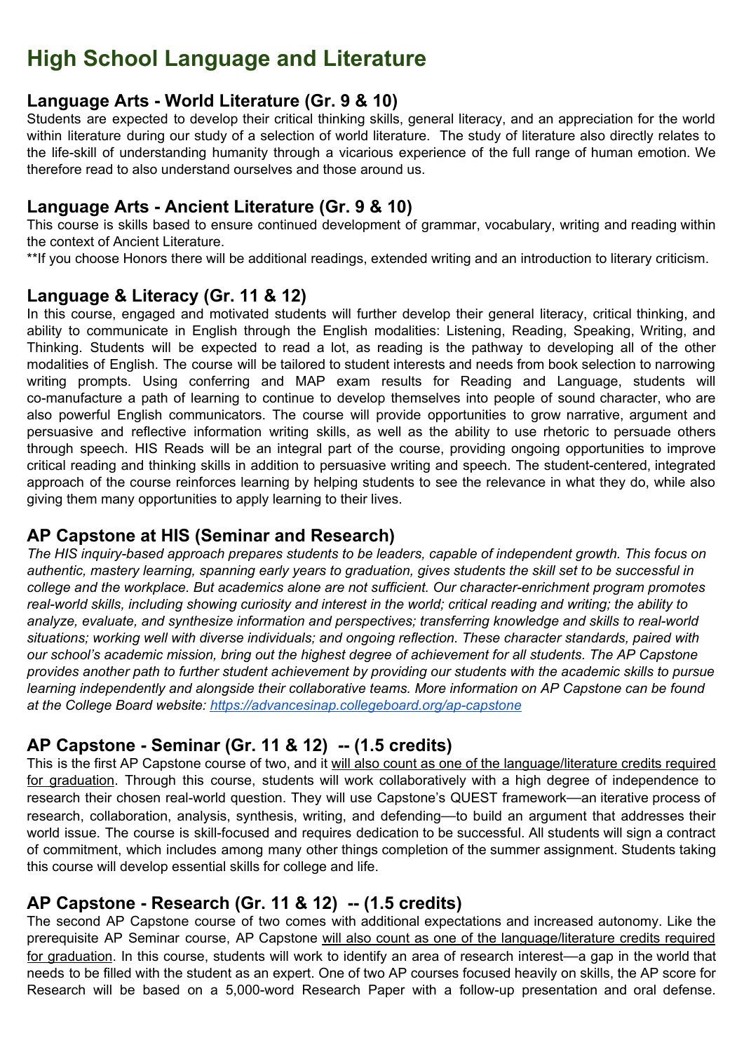# High School Language and Literature

## Language Arts - World Literature (Gr. 9 & 10)

Students are expected to develop their critical thinking skills, general literacy, and an appreciation for the world within literature during our study of a selection of world literature. The study of literature also directly relates to the life-skill of understanding humanity through a vicarious experience of the full range of human emotion. We therefore read to also understand ourselves and those around us.

## Language Arts - Ancient Literature (Gr. 9 & 10)

This course is skills based to ensure continued development of grammar, vocabulary, writing and reading within the context of Ancient Literature.

**If you choose Honors there will be additional readings, extended writing and an introduction to literary criticism.

## Language & Literacy (Gr. 11 & 12)

In this course, engaged and motivated students will further develop their general literacy, critical thinking, and ability to communicate in English through the English modalities: Listening, Reading, Speaking, Writing, and Thinking. Students will be expected to read a lot, as reading is the pathway to developing all of the other modalities of English. The course will be tailored to student interests and needs from book selection to narrowing writing prompts. Using conferring and MAP exam results for Reading and Language, students will co-manufacture a path of learning to continue to develop themselves into people of sound character, who are also powerful English communicators. The course will provide opportunities to grow narrative, argument and persuasive and reflective information writing skills, as well as the ability to use rhetoric to persuade others through speech. HIS Reads will be an integral part of the course, providing ongoing opportunities to improve critical reading and thinking skills in addition to persuasive writing and speech. The student-centered, integrated approach of the course reinforces learning by helping students to see the relevance in what they do, while also giving them many opportunities to apply learning to their lives.

## AP Capstone at HIS (Seminar and Research)

*The HIS inquiry-based approach prepares students to be leaders, capable of independent growth. This focus on authentic, mastery learning, spanning early years to graduation, gives students the skill set to be successful in college and the workplace. But academics alone are not sufficient. Our character-enrichment program promotes real-world skills, including showing curiosity and interest in the world; critical reading and writing; the ability to analyze, evaluate, and synthesize information and perspectives; transferring knowledge and skills to real-world situations; working well with diverse individuals; and ongoing reflection. These character standards, paired with our school's academic mission, bring out the highest degree of achievement for all students. The AP Capstone provides another path to further student achievement by providing our students with the academic skills to pursue learning independently and alongside their collaborative teams. More information on AP Capstone can be found at the College Board website: [https://advancesinap.collegeboard.org/ap-capstone](https://advancesinap.collegeboard.org/ap-capstone)*

## AP Capstone - Seminar (Gr. 11 & 12) -- (1.5 credits)

This is the first AP Capstone course of two, and it <u>will also count as one of the language/literature credits required for graduation</u>. Through this course, students will work collaboratively with a high degree of independence to research their chosen real-world question. They will use Capstone's QUEST framework—an iterative process of research, collaboration, analysis, synthesis, writing, and defending—to build an argument that addresses their world issue. The course is skill-focused and requires dedication to be successful. All students will sign a contract of commitment, which includes among many other things completion of the summer assignment. Students taking this course will develop essential skills for college and life.

## AP Capstone - Research (Gr. 11 & 12) -- (1.5 credits)

The second AP Capstone course of two comes with additional expectations and increased autonomy. Like the prerequisite AP Seminar course, AP Capstone <u>will also count as one of the language/literature credits required for graduation</u>. In this course, students will work to identify an area of research interest—a gap in the world that needs to be filled with the student as an expert. One of two AP courses focused heavily on skills, the AP score for Research will be based on a 5,000-word Research Paper with a follow-up presentation and oral defense.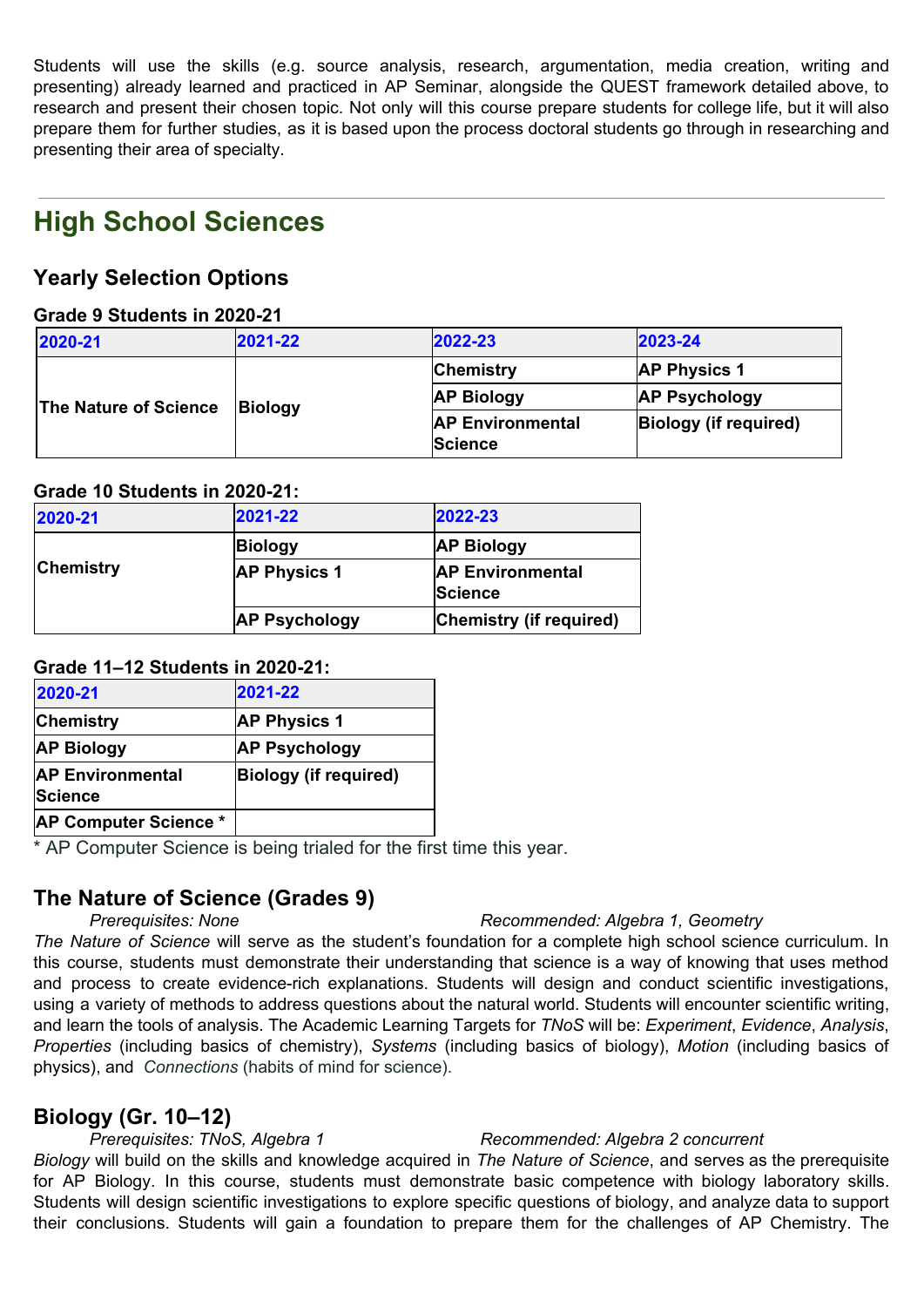Students will use the skills (e.g. source analysis, research, argumentation, media creation, writing and presenting) already learned and practiced in AP Seminar, alongside the QUEST framework detailed above, to research and present their chosen topic. Not only will this course prepare students for college life, but it will also prepare them for further studies, as it is based upon the process doctoral students go through in researching and presenting their area of specialty.

---

# High School Sciences

## Yearly Selection Options

### Grade 9 Students in 2020-21

| 2020-21 | 2021-22 | 2022-23 | 2023-24 |
|---|---|---|---|
| The Nature of Science | Biology | Chemistry | AP Physics 1 |
| | | AP Biology | AP Psychology |
| | | AP Environmental Science | Biology (if required) |

### Grade 10 Students in 2020-21:

| 2020-21 | 2021-22 | 2022-23 |
|---|---|---|
| Chemistry | Biology | AP Biology |
| | AP Physics 1 | AP Environmental Science |
| | AP Psychology | Chemistry (if required) |

### Grade 11–12 Students in 2020-21:

| 2020-21 | 2021-22 |
|---|---|
| Chemistry | AP Physics 1 |
| AP Biology | AP Psychology |
| AP Environmental Science | Biology (if required) |
| AP Computer Science * | |

* AP Computer Science is being trialed for the first time this year.

## The Nature of Science (Grades 9)

*Prerequisites: None* *Recommended: Algebra 1, Geometry*

*The Nature of Science* will serve as the student's foundation for a complete high school science curriculum. In this course, students must demonstrate their understanding that science is a way of knowing that uses method and process to create evidence-rich explanations. Students will design and conduct scientific investigations, using a variety of methods to address questions about the natural world. Students will encounter scientific writing, and learn the tools of analysis. The Academic Learning Targets for *TNoS* will be: *Experiment*, *Evidence*, *Analysis*, *Properties* (including basics of chemistry), *Systems* (including basics of biology), *Motion* (including basics of physics), and *Connections* (habits of mind for science).

## Biology (Gr. 10–12)

*Prerequisites: TNoS, Algebra 1* *Recommended: Algebra 2 concurrent*

*Biology* will build on the skills and knowledge acquired in *The Nature of Science*, and serves as the prerequisite for AP Biology. In this course, students must demonstrate basic competence with biology laboratory skills. Students will design scientific investigations to explore specific questions of biology, and analyze data to support their conclusions. Students will gain a foundation to prepare them for the challenges of AP Chemistry. The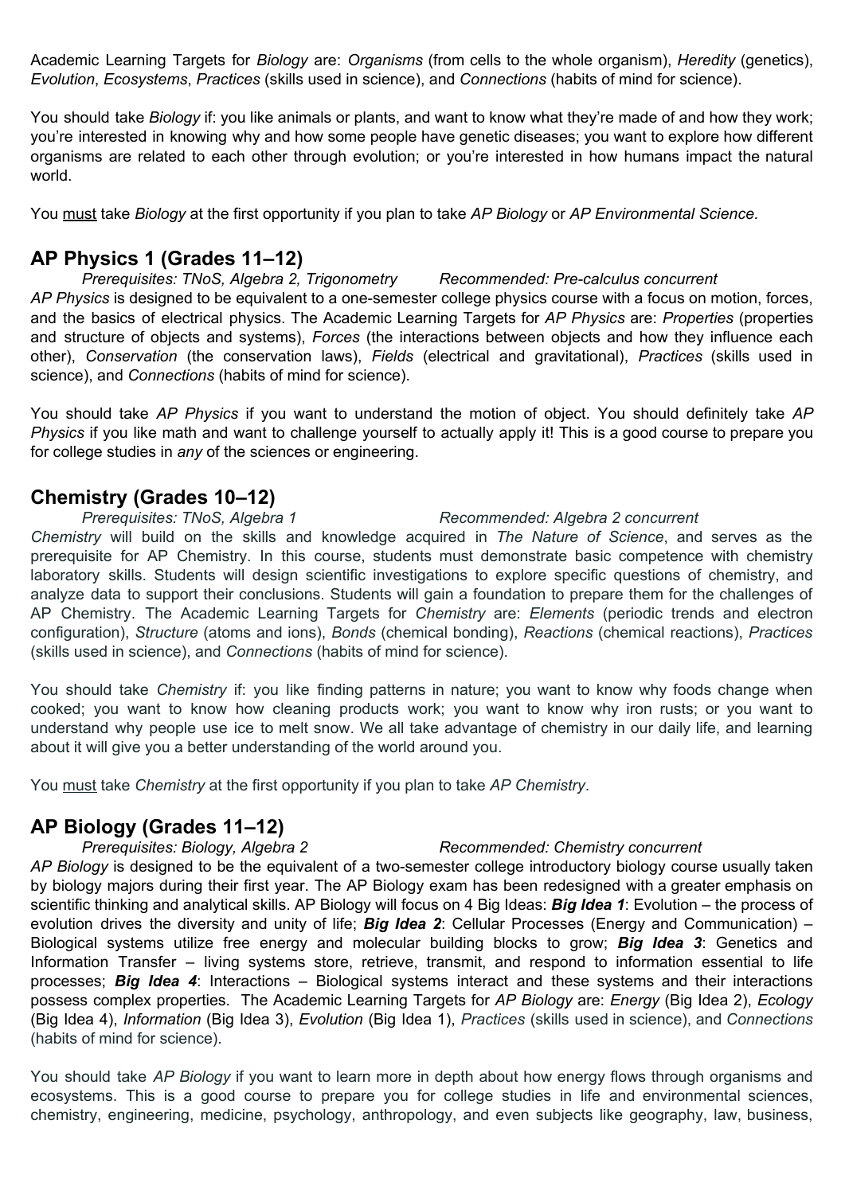Academic Learning Targets for *Biology* are: *Organisms* (from cells to the whole organism), *Heredity* (genetics), *Evolution*, *Ecosystems*, *Practices* (skills used in science), and *Connections* (habits of mind for science).

You should take *Biology* if: you like animals or plants, and want to know what they're made of and how they work; you're interested in knowing why and how some people have genetic diseases; you want to explore how different organisms are related to each other through evolution; or you're interested in how humans impact the natural world.

You must take *Biology* at the first opportunity if you plan to take *AP Biology* or *AP Environmental Science.*

## AP Physics 1 (Grades 11–12)

*Prerequisites: TNoS, Algebra 2, Trigonometry* *Recommended: Pre-calculus concurrent*

*AP Physics* is designed to be equivalent to a one-semester college physics course with a focus on motion, forces, and the basics of electrical physics. The Academic Learning Targets for *AP Physics* are: *Properties* (properties and structure of objects and systems), *Forces* (the interactions between objects and how they influence each other), *Conservation* (the conservation laws), *Fields* (electrical and gravitational), *Practices* (skills used in science), and *Connections* (habits of mind for science).

You should take *AP Physics* if you want to understand the motion of object. You should definitely take *AP Physics* if you like math and want to challenge yourself to actually apply it! This is a good course to prepare you for college studies in *any* of the sciences or engineering.

## Chemistry (Grades 10–12)

*Prerequisites: TNoS, Algebra 1* *Recommended: Algebra 2 concurrent*

*Chemistry* will build on the skills and knowledge acquired in *The Nature of Science*, and serves as the prerequisite for AP Chemistry. In this course, students must demonstrate basic competence with chemistry laboratory skills. Students will design scientific investigations to explore specific questions of chemistry, and analyze data to support their conclusions. Students will gain a foundation to prepare them for the challenges of AP Chemistry. The Academic Learning Targets for *Chemistry* are: *Elements* (periodic trends and electron configuration), *Structure* (atoms and ions), *Bonds* (chemical bonding), *Reactions* (chemical reactions), *Practices* (skills used in science), and *Connections* (habits of mind for science).

You should take *Chemistry* if: you like finding patterns in nature; you want to know why foods change when cooked; you want to know how cleaning products work; you want to know why iron rusts; or you want to understand why people use ice to melt snow. We all take advantage of chemistry in our daily life, and learning about it will give you a better understanding of the world around you.

You must take *Chemistry* at the first opportunity if you plan to take *AP Chemistry*.

## AP Biology (Grades 11–12)

*Prerequisites: Biology, Algebra 2* *Recommended: Chemistry concurrent*

*AP Biology* is designed to be the equivalent of a two-semester college introductory biology course usually taken by biology majors during their first year. The AP Biology exam has been redesigned with a greater emphasis on scientific thinking and analytical skills. AP Biology will focus on 4 Big Ideas: ***Big Idea 1***: Evolution – the process of evolution drives the diversity and unity of life; ***Big Idea 2***: Cellular Processes (Energy and Communication) – Biological systems utilize free energy and molecular building blocks to grow; ***Big Idea 3***: Genetics and Information Transfer – living systems store, retrieve, transmit, and respond to information essential to life processes; ***Big Idea 4***: Interactions – Biological systems interact and these systems and their interactions possess complex properties. The Academic Learning Targets for *AP Biology* are: *Energy* (Big Idea 2), *Ecology* (Big Idea 4), *Information* (Big Idea 3), *Evolution* (Big Idea 1), *Practices* (skills used in science), and *Connections* (habits of mind for science).

You should take *AP Biology* if you want to learn more in depth about how energy flows through organisms and ecosystems. This is a good course to prepare you for college studies in life and environmental sciences, chemistry, engineering, medicine, psychology, anthropology, and even subjects like geography, law, business,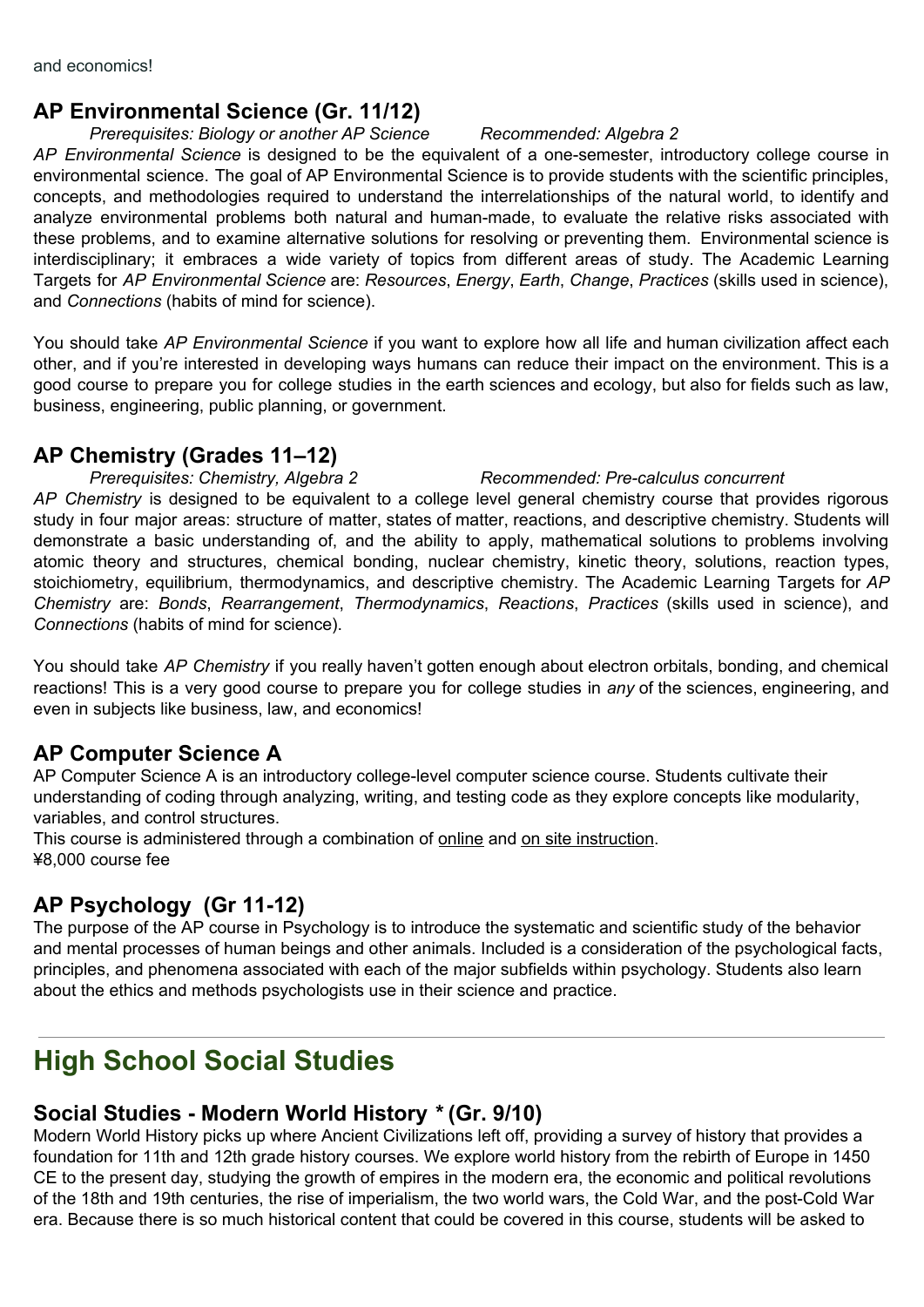and economics!

## AP Environmental Science (Gr. 11/12)

*Prerequisites: Biology or another AP Science* *Recommended: Algebra 2*

*AP Environmental Science* is designed to be the equivalent of a one-semester, introductory college course in environmental science. The goal of AP Environmental Science is to provide students with the scientific principles, concepts, and methodologies required to understand the interrelationships of the natural world, to identify and analyze environmental problems both natural and human-made, to evaluate the relative risks associated with these problems, and to examine alternative solutions for resolving or preventing them. Environmental science is interdisciplinary; it embraces a wide variety of topics from different areas of study. The Academic Learning Targets for *AP Environmental Science* are: *Resources*, *Energy*, *Earth*, *Change*, *Practices* (skills used in science), and *Connections* (habits of mind for science).

You should take *AP Environmental Science* if you want to explore how all life and human civilization affect each other, and if you're interested in developing ways humans can reduce their impact on the environment. This is a good course to prepare you for college studies in the earth sciences and ecology, but also for fields such as law, business, engineering, public planning, or government.

## AP Chemistry (Grades 11–12)

*Prerequisites: Chemistry, Algebra 2* *Recommended: Pre-calculus concurrent*

*AP Chemistry* is designed to be equivalent to a college level general chemistry course that provides rigorous study in four major areas: structure of matter, states of matter, reactions, and descriptive chemistry. Students will demonstrate a basic understanding of, and the ability to apply, mathematical solutions to problems involving atomic theory and structures, chemical bonding, nuclear chemistry, kinetic theory, solutions, reaction types, stoichiometry, equilibrium, thermodynamics, and descriptive chemistry. The Academic Learning Targets for *AP Chemistry* are: *Bonds*, *Rearrangement*, *Thermodynamics*, *Reactions*, *Practices* (skills used in science), and *Connections* (habits of mind for science).

You should take *AP Chemistry* if you really haven't gotten enough about electron orbitals, bonding, and chemical reactions! This is a very good course to prepare you for college studies in *any* of the sciences, engineering, and even in subjects like business, law, and economics!

## AP Computer Science A

AP Computer Science A is an introductory college-level computer science course. Students cultivate their understanding of coding through analyzing, writing, and testing code as they explore concepts like modularity, variables, and control structures.

This course is administered through a combination of online and on site instruction.

¥8,000 course fee

## AP Psychology (Gr 11-12)

The purpose of the AP course in Psychology is to introduce the systematic and scientific study of the behavior and mental processes of human beings and other animals. Included is a consideration of the psychological facts, principles, and phenomena associated with each of the major subfields within psychology. Students also learn about the ethics and methods psychologists use in their science and practice.

---

# High School Social Studies

## Social Studies - Modern World History * (Gr. 9/10)

Modern World History picks up where Ancient Civilizations left off, providing a survey of history that provides a foundation for 11th and 12th grade history courses. We explore world history from the rebirth of Europe in 1450 CE to the present day, studying the growth of empires in the modern era, the economic and political revolutions of the 18th and 19th centuries, the rise of imperialism, the two world wars, the Cold War, and the post-Cold War era. Because there is so much historical content that could be covered in this course, students will be asked to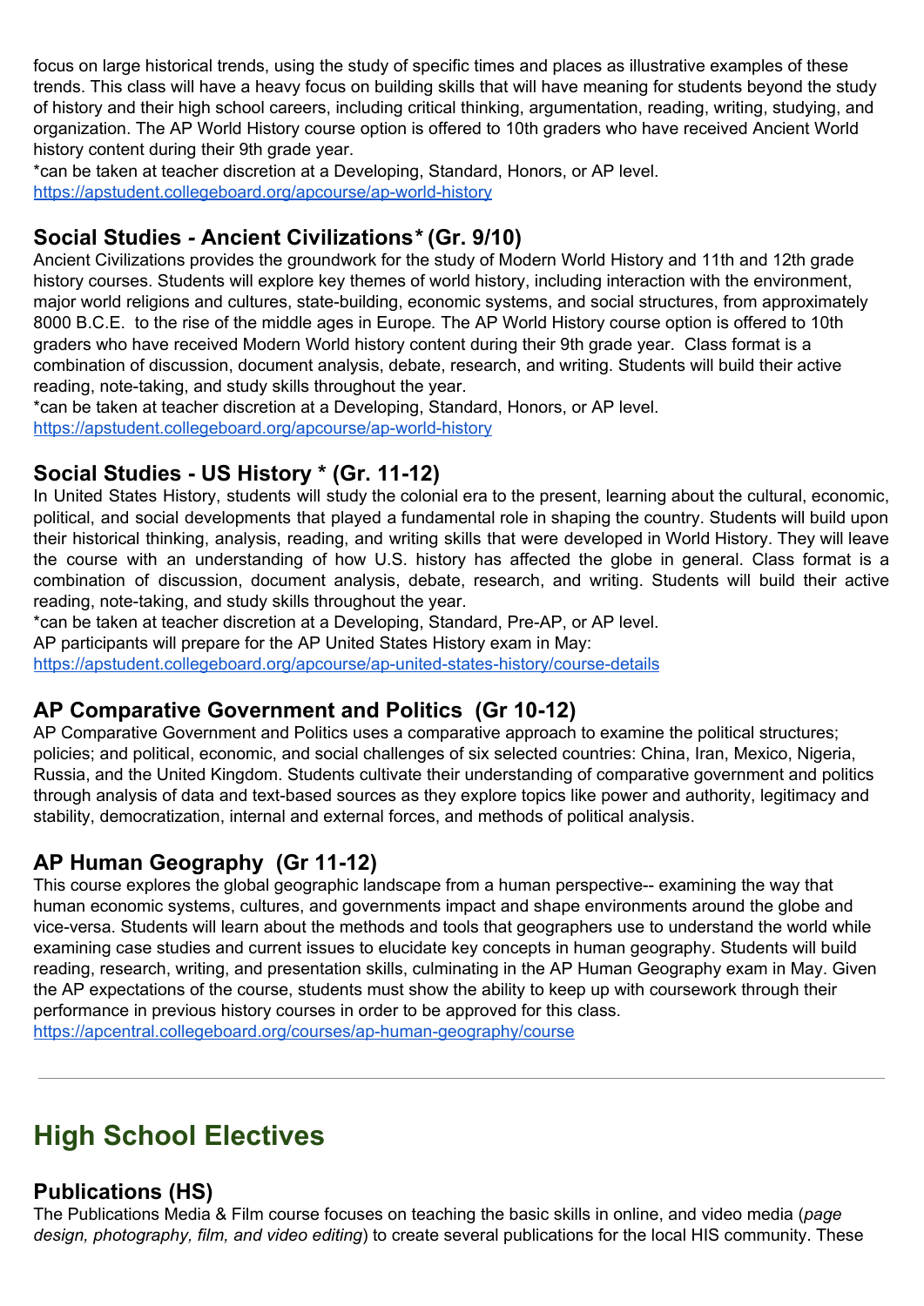focus on large historical trends, using the study of specific times and places as illustrative examples of these trends. This class will have a heavy focus on building skills that will have meaning for students beyond the study of history and their high school careers, including critical thinking, argumentation, reading, writing, studying, and organization. The AP World History course option is offered to 10th graders who have received Ancient World history content during their 9th grade year.

*can be taken at teacher discretion at a Developing, Standard, Honors, or AP level.
https://apstudent.collegeboard.org/apcourse/ap-world-history

### Social Studies - Ancient Civilizations* (Gr. 9/10)

Ancient Civilizations provides the groundwork for the study of Modern World History and 11th and 12th grade history courses. Students will explore key themes of world history, including interaction with the environment, major world religions and cultures, state-building, economic systems, and social structures, from approximately 8000 B.C.E. to the rise of the middle ages in Europe. The AP World History course option is offered to 10th graders who have received Modern World history content during their 9th grade year. Class format is a combination of discussion, document analysis, debate, research, and writing. Students will build their active reading, note-taking, and study skills throughout the year.

*can be taken at teacher discretion at a Developing, Standard, Honors, or AP level.
https://apstudent.collegeboard.org/apcourse/ap-world-history

### Social Studies - US History * (Gr. 11-12)

In United States History, students will study the colonial era to the present, learning about the cultural, economic, political, and social developments that played a fundamental role in shaping the country. Students will build upon their historical thinking, analysis, reading, and writing skills that were developed in World History. They will leave the course with an understanding of how U.S. history has affected the globe in general. Class format is a combination of discussion, document analysis, debate, research, and writing. Students will build their active reading, note-taking, and study skills throughout the year.

*can be taken at teacher discretion at a Developing, Standard, Pre-AP, or AP level.
AP participants will prepare for the AP United States History exam in May:
https://apstudent.collegeboard.org/apcourse/ap-united-states-history/course-details

### AP Comparative Government and Politics (Gr 10-12)

AP Comparative Government and Politics uses a comparative approach to examine the political structures; policies; and political, economic, and social challenges of six selected countries: China, Iran, Mexico, Nigeria, Russia, and the United Kingdom. Students cultivate their understanding of comparative government and politics through analysis of data and text-based sources as they explore topics like power and authority, legitimacy and stability, democratization, internal and external forces, and methods of political analysis.

### AP Human Geography (Gr 11-12)

This course explores the global geographic landscape from a human perspective-- examining the way that human economic systems, cultures, and governments impact and shape environments around the globe and vice-versa. Students will learn about the methods and tools that geographers use to understand the world while examining case studies and current issues to elucidate key concepts in human geography. Students will build reading, research, writing, and presentation skills, culminating in the AP Human Geography exam in May. Given the AP expectations of the course, students must show the ability to keep up with coursework through their performance in previous history courses in order to be approved for this class.
https://apcentral.collegeboard.org/courses/ap-human-geography/course

---

## High School Electives

### Publications (HS)

The Publications Media & Film course focuses on teaching the basic skills in online, and video media (*page design, photography, film, and video editing*) to create several publications for the local HIS community. These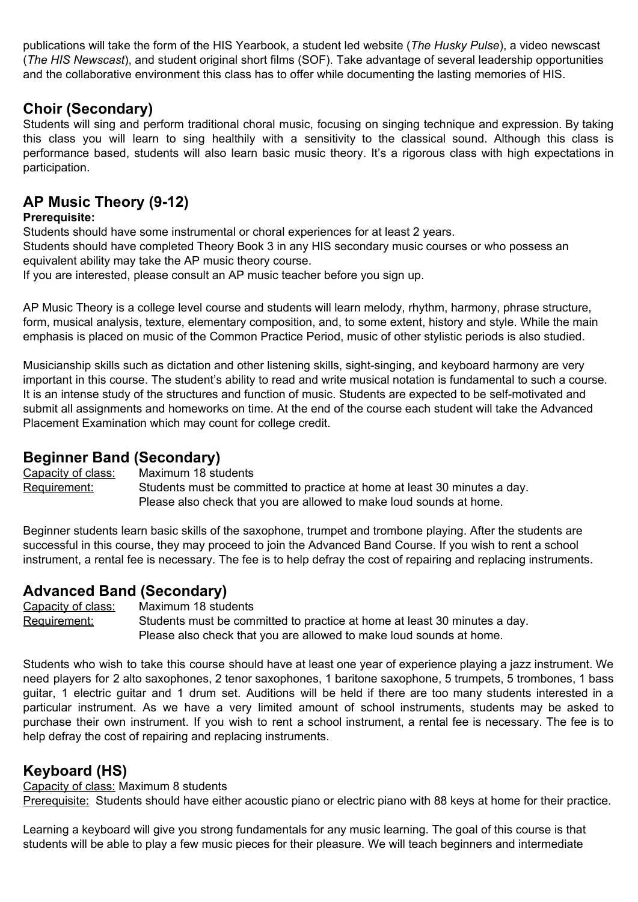publications will take the form of the HIS Yearbook, a student led website (*The Husky Pulse*), a video newscast (*The HIS Newscast*), and student original short films (SOF). Take advantage of several leadership opportunities and the collaborative environment this class has to offer while documenting the lasting memories of HIS.

## Choir (Secondary)

Students will sing and perform traditional choral music, focusing on singing technique and expression. By taking this class you will learn to sing healthily with a sensitivity to the classical sound. Although this class is performance based, students will also learn basic music theory. It's a rigorous class with high expectations in participation.

## AP Music Theory (9-12)

**Prerequisite:**

Students should have some instrumental or choral experiences for at least 2 years.
Students should have completed Theory Book 3 in any HIS secondary music courses or who possess an equivalent ability may take the AP music theory course.
If you are interested, please consult an AP music teacher before you sign up.

AP Music Theory is a college level course and students will learn melody, rhythm, harmony, phrase structure, form, musical analysis, texture, elementary composition, and, to some extent, history and style. While the main emphasis is placed on music of the Common Practice Period, music of other stylistic periods is also studied.

Musicianship skills such as dictation and other listening skills, sight-singing, and keyboard harmony are very important in this course. The student's ability to read and write musical notation is fundamental to such a course. It is an intense study of the structures and function of music. Students are expected to be self-motivated and submit all assignments and homeworks on time. At the end of the course each student will take the Advanced Placement Examination which may count for college credit.

## Beginner Band (Secondary)

Capacity of class: Maximum 18 students
Requirement: Students must be committed to practice at home at least 30 minutes a day. Please also check that you are allowed to make loud sounds at home.

Beginner students learn basic skills of the saxophone, trumpet and trombone playing. After the students are successful in this course, they may proceed to join the Advanced Band Course. If you wish to rent a school instrument, a rental fee is necessary. The fee is to help defray the cost of repairing and replacing instruments.

## Advanced Band (Secondary)

Capacity of class: Maximum 18 students
Requirement: Students must be committed to practice at home at least 30 minutes a day. Please also check that you are allowed to make loud sounds at home.

Students who wish to take this course should have at least one year of experience playing a jazz instrument. We need players for 2 alto saxophones, 2 tenor saxophones, 1 baritone saxophone, 5 trumpets, 5 trombones, 1 bass guitar, 1 electric guitar and 1 drum set. Auditions will be held if there are too many students interested in a particular instrument. As we have a very limited amount of school instruments, students may be asked to purchase their own instrument. If you wish to rent a school instrument, a rental fee is necessary. The fee is to help defray the cost of repairing and replacing instruments.

## Keyboard (HS)

Capacity of class: Maximum 8 students
Prerequisite: Students should have either acoustic piano or electric piano with 88 keys at home for their practice.

Learning a keyboard will give you strong fundamentals for any music learning. The goal of this course is that students will be able to play a few music pieces for their pleasure. We will teach beginners and intermediate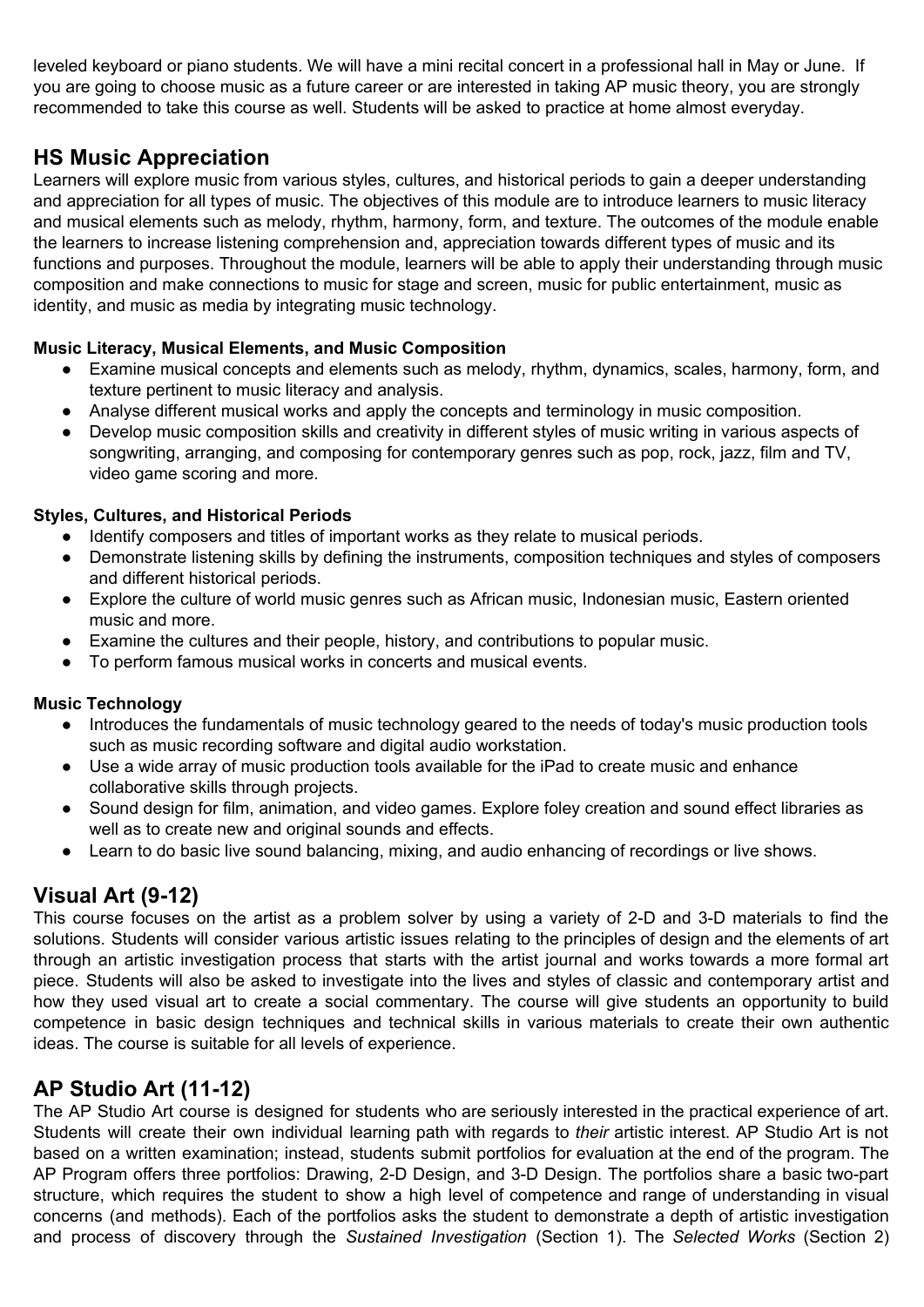leveled keyboard or piano students. We will have a mini recital concert in a professional hall in May or June. If you are going to choose music as a future career or are interested in taking AP music theory, you are strongly recommended to take this course as well. Students will be asked to practice at home almost everyday.

## HS Music Appreciation

Learners will explore music from various styles, cultures, and historical periods to gain a deeper understanding and appreciation for all types of music. The objectives of this module are to introduce learners to music literacy and musical elements such as melody, rhythm, harmony, form, and texture. The outcomes of the module enable the learners to increase listening comprehension and, appreciation towards different types of music and its functions and purposes. Throughout the module, learners will be able to apply their understanding through music composition and make connections to music for stage and screen, music for public entertainment, music as identity, and music as media by integrating music technology.

#### Music Literacy, Musical Elements, and Music Composition

- Examine musical concepts and elements such as melody, rhythm, dynamics, scales, harmony, form, and texture pertinent to music literacy and analysis.
- Analyse different musical works and apply the concepts and terminology in music composition.
- Develop music composition skills and creativity in different styles of music writing in various aspects of songwriting, arranging, and composing for contemporary genres such as pop, rock, jazz, film and TV, video game scoring and more.

#### Styles, Cultures, and Historical Periods

- Identify composers and titles of important works as they relate to musical periods.
- Demonstrate listening skills by defining the instruments, composition techniques and styles of composers and different historical periods.
- Explore the culture of world music genres such as African music, Indonesian music, Eastern oriented music and more.
- Examine the cultures and their people, history, and contributions to popular music.
- To perform famous musical works in concerts and musical events.

#### Music Technology

- Introduces the fundamentals of music technology geared to the needs of today's music production tools such as music recording software and digital audio workstation.
- Use a wide array of music production tools available for the iPad to create music and enhance collaborative skills through projects.
- Sound design for film, animation, and video games. Explore foley creation and sound effect libraries as well as to create new and original sounds and effects.
- Learn to do basic live sound balancing, mixing, and audio enhancing of recordings or live shows.

## Visual Art (9-12)

This course focuses on the artist as a problem solver by using a variety of 2-D and 3-D materials to find the solutions. Students will consider various artistic issues relating to the principles of design and the elements of art through an artistic investigation process that starts with the artist journal and works towards a more formal art piece. Students will also be asked to investigate into the lives and styles of classic and contemporary artist and how they used visual art to create a social commentary. The course will give students an opportunity to build competence in basic design techniques and technical skills in various materials to create their own authentic ideas. The course is suitable for all levels of experience.

## AP Studio Art (11-12)

The AP Studio Art course is designed for students who are seriously interested in the practical experience of art. Students will create their own individual learning path with regards to *their* artistic interest. AP Studio Art is not based on a written examination; instead, students submit portfolios for evaluation at the end of the program. The AP Program offers three portfolios: Drawing, 2-D Design, and 3-D Design. The portfolios share a basic two-part structure, which requires the student to show a high level of competence and range of understanding in visual concerns (and methods). Each of the portfolios asks the student to demonstrate a depth of artistic investigation and process of discovery through the *Sustained Investigation* (Section 1). The *Selected Works* (Section 2)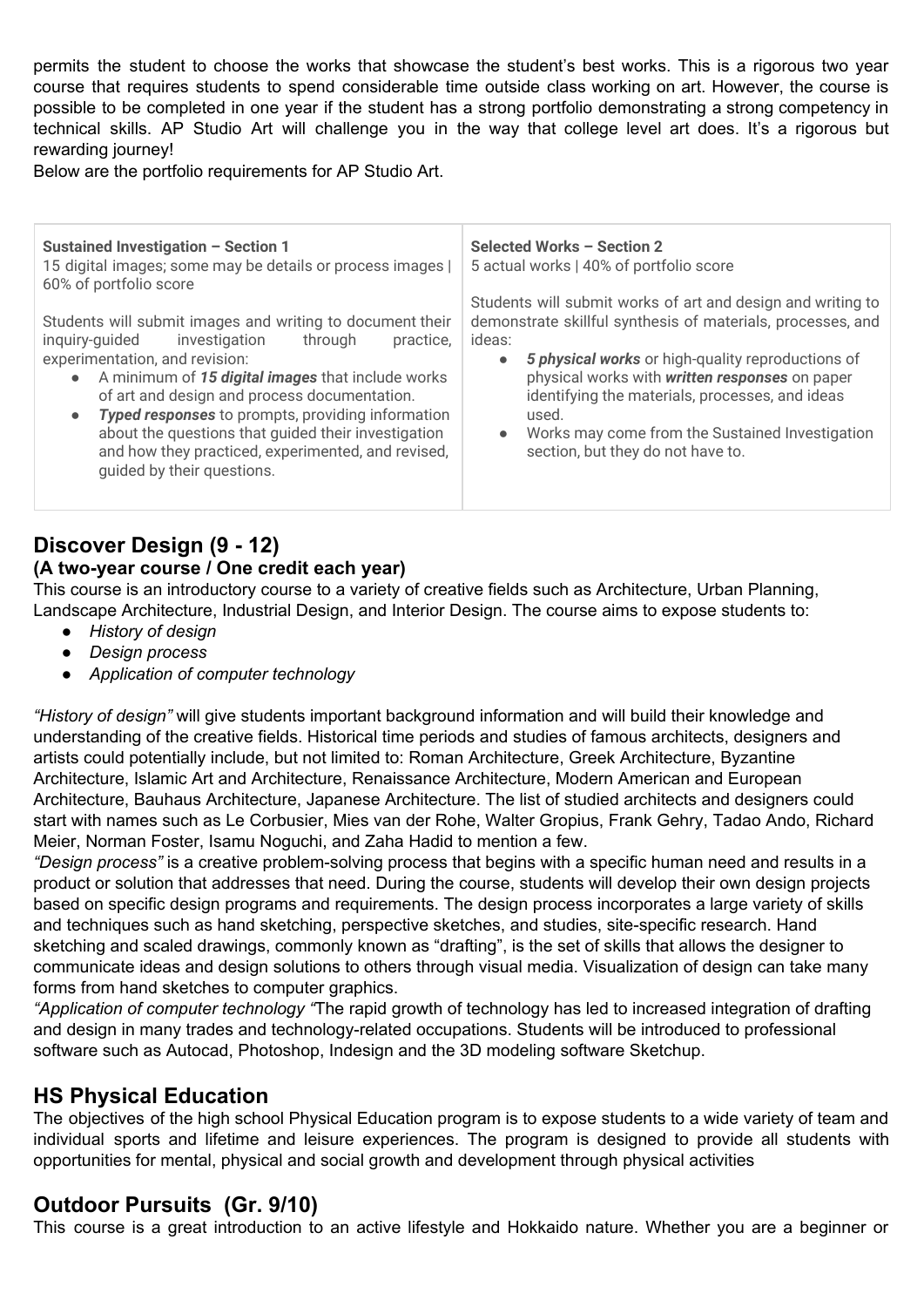permits the student to choose the works that showcase the student's best works. This is a rigorous two year course that requires students to spend considerable time outside class working on art. However, the course is possible to be completed in one year if the student has a strong portfolio demonstrating a strong competency in technical skills. AP Studio Art will challenge you in the way that college level art does. It's a rigorous but rewarding journey!

Below are the portfolio requirements for AP Studio Art.

| | |
|---|---|
| **Sustained Investigation – Section 1**<br>15 digital images; some may be details or process images \| 60% of portfolio score<br><br>Students will submit images and writing to document their inquiry-guided investigation through practice, experimentation, and revision:<br>● A minimum of ***15 digital images*** that include works of art and design and process documentation.<br>● ***Typed responses*** to prompts, providing information about the questions that guided their investigation and how they practiced, experimented, and revised, guided by their questions. | **Selected Works – Section 2**<br>5 actual works \| 40% of portfolio score<br><br>Students will submit works of art and design and writing to demonstrate skillful synthesis of materials, processes, and ideas:<br>● ***5 physical works*** or high-quality reproductions of physical works with ***written responses*** on paper identifying the materials, processes, and ideas used.<br>● Works may come from the Sustained Investigation section, but they do not have to. |

## Discover Design (9 - 12)

### (A two-year course / One credit each year)

This course is an introductory course to a variety of creative fields such as Architecture, Urban Planning, Landscape Architecture, Industrial Design, and Interior Design. The course aims to expose students to:

- *History of design*
- *Design process*
- *Application of computer technology*

*"History of design"* will give students important background information and will build their knowledge and understanding of the creative fields. Historical time periods and studies of famous architects, designers and artists could potentially include, but not limited to: Roman Architecture, Greek Architecture, Byzantine Architecture, Islamic Art and Architecture, Renaissance Architecture, Modern American and European Architecture, Bauhaus Architecture, Japanese Architecture. The list of studied architects and designers could start with names such as Le Corbusier, Mies van der Rohe, Walter Gropius, Frank Gehry, Tadao Ando, Richard Meier, Norman Foster, Isamu Noguchi, and Zaha Hadid to mention a few.

*"Design process"* is a creative problem-solving process that begins with a specific human need and results in a product or solution that addresses that need. During the course, students will develop their own design projects based on specific design programs and requirements. The design process incorporates a large variety of skills and techniques such as hand sketching, perspective sketches, and studies, site-specific research. Hand sketching and scaled drawings, commonly known as "drafting", is the set of skills that allows the designer to communicate ideas and design solutions to others through visual media. Visualization of design can take many forms from hand sketches to computer graphics.

*"Application of computer technology "*The rapid growth of technology has led to increased integration of drafting and design in many trades and technology-related occupations. Students will be introduced to professional software such as Autocad, Photoshop, Indesign and the 3D modeling software Sketchup.

## HS Physical Education

The objectives of the high school Physical Education program is to expose students to a wide variety of team and individual sports and lifetime and leisure experiences. The program is designed to provide all students with opportunities for mental, physical and social growth and development through physical activities

## Outdoor Pursuits (Gr. 9/10)

This course is a great introduction to an active lifestyle and Hokkaido nature. Whether you are a beginner or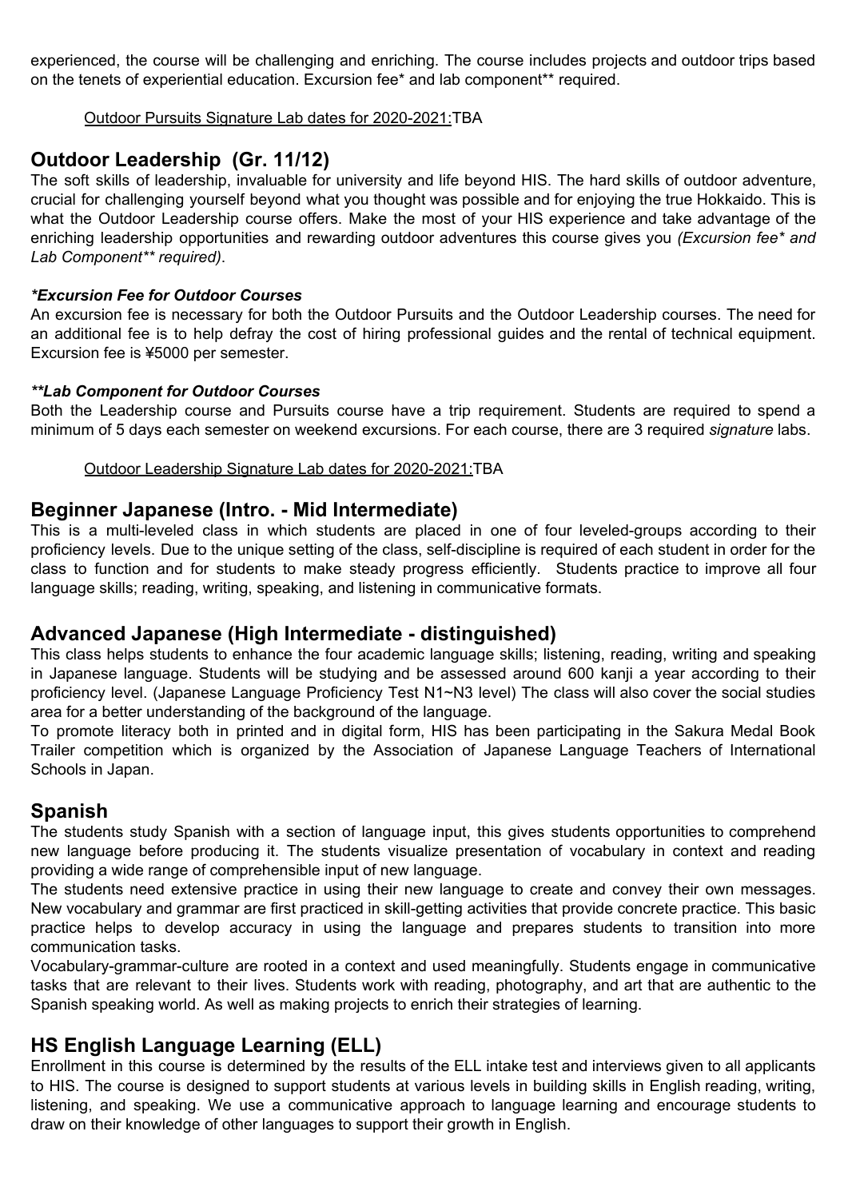experienced, the course will be challenging and enriching. The course includes projects and outdoor trips based on the tenets of experiential education. Excursion fee* and lab component** required.

Outdoor Pursuits Signature Lab dates for 2020-2021:TBA

## Outdoor Leadership (Gr. 11/12)

The soft skills of leadership, invaluable for university and life beyond HIS. The hard skills of outdoor adventure, crucial for challenging yourself beyond what you thought was possible and for enjoying the true Hokkaido. This is what the Outdoor Leadership course offers. Make the most of your HIS experience and take advantage of the enriching leadership opportunities and rewarding outdoor adventures this course gives you *(Excursion fee* and Lab Component** required)*.

***Excursion Fee for Outdoor Courses***

An excursion fee is necessary for both the Outdoor Pursuits and the Outdoor Leadership courses. The need for an additional fee is to help defray the cost of hiring professional guides and the rental of technical equipment. Excursion fee is ¥5000 per semester.

*****Lab Component for Outdoor Courses***

Both the Leadership course and Pursuits course have a trip requirement. Students are required to spend a minimum of 5 days each semester on weekend excursions. For each course, there are 3 required *signature* labs.

Outdoor Leadership Signature Lab dates for 2020-2021:TBA

## Beginner Japanese (Intro. - Mid Intermediate)

This is a multi-leveled class in which students are placed in one of four leveled-groups according to their proficiency levels. Due to the unique setting of the class, self-discipline is required of each student in order for the class to function and for students to make steady progress efficiently. Students practice to improve all four language skills; reading, writing, speaking, and listening in communicative formats.

## Advanced Japanese (High Intermediate - distinguished)

This class helps students to enhance the four academic language skills; listening, reading, writing and speaking in Japanese language. Students will be studying and be assessed around 600 kanji a year according to their proficiency level. (Japanese Language Proficiency Test N1~N3 level) The class will also cover the social studies area for a better understanding of the background of the language.

To promote literacy both in printed and in digital form, HIS has been participating in the Sakura Medal Book Trailer competition which is organized by the Association of Japanese Language Teachers of International Schools in Japan.

## Spanish

The students study Spanish with a section of language input, this gives students opportunities to comprehend new language before producing it. The students visualize presentation of vocabulary in context and reading providing a wide range of comprehensible input of new language.

The students need extensive practice in using their new language to create and convey their own messages. New vocabulary and grammar are first practiced in skill-getting activities that provide concrete practice. This basic practice helps to develop accuracy in using the language and prepares students to transition into more communication tasks.

Vocabulary-grammar-culture are rooted in a context and used meaningfully. Students engage in communicative tasks that are relevant to their lives. Students work with reading, photography, and art that are authentic to the Spanish speaking world. As well as making projects to enrich their strategies of learning.

## HS English Language Learning (ELL)

Enrollment in this course is determined by the results of the ELL intake test and interviews given to all applicants to HIS. The course is designed to support students at various levels in building skills in English reading, writing, listening, and speaking. We use a communicative approach to language learning and encourage students to draw on their knowledge of other languages to support their growth in English.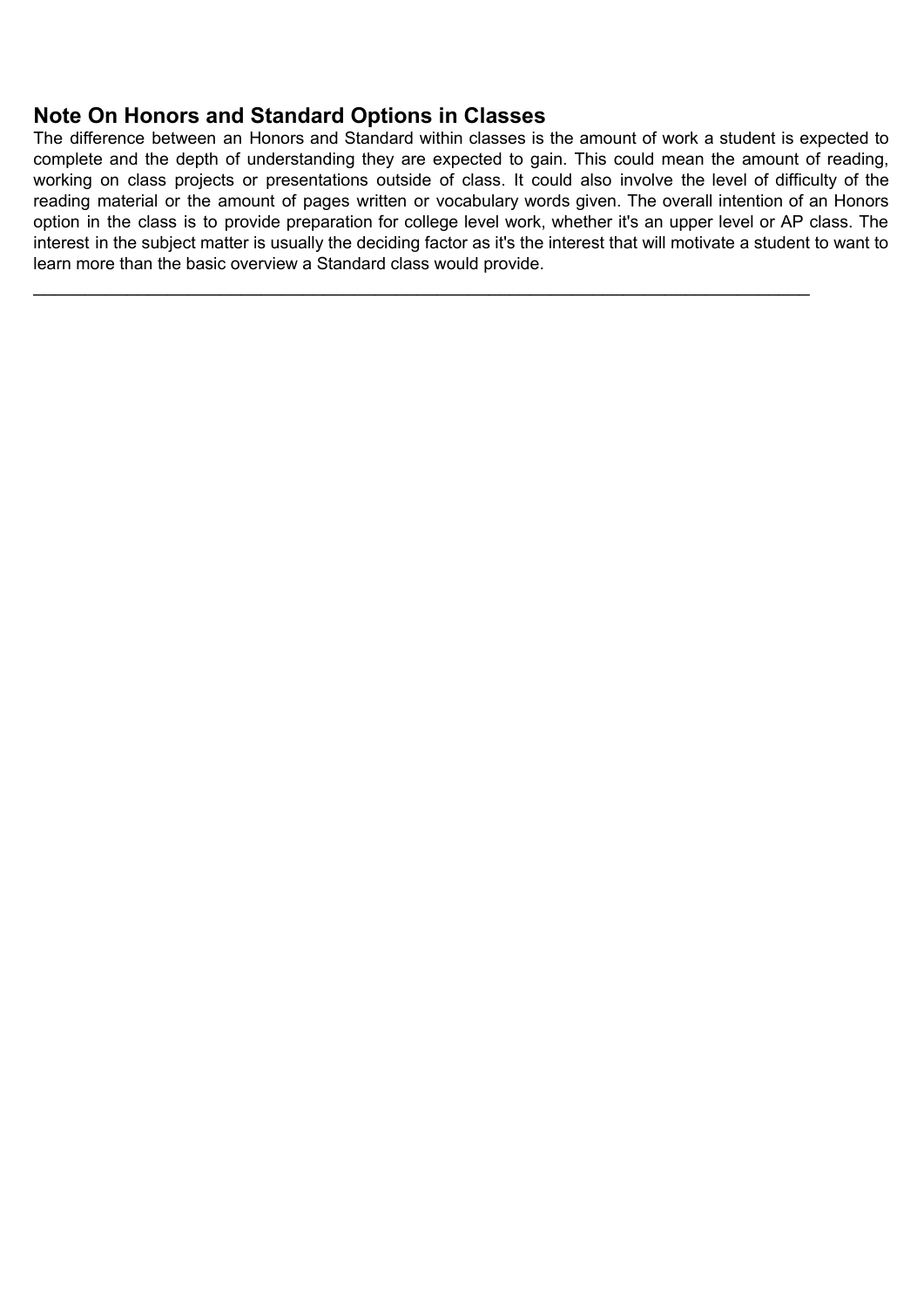## Note On Honors and Standard Options in Classes

The difference between an Honors and Standard within classes is the amount of work a student is expected to complete and the depth of understanding they are expected to gain. This could mean the amount of reading, working on class projects or presentations outside of class. It could also involve the level of difficulty of the reading material or the amount of pages written or vocabulary words given. The overall intention of an Honors option in the class is to provide preparation for college level work, whether it's an upper level or AP class. The interest in the subject matter is usually the deciding factor as it's the interest that will motivate a student to want to learn more than the basic overview a Standard class would provide.

---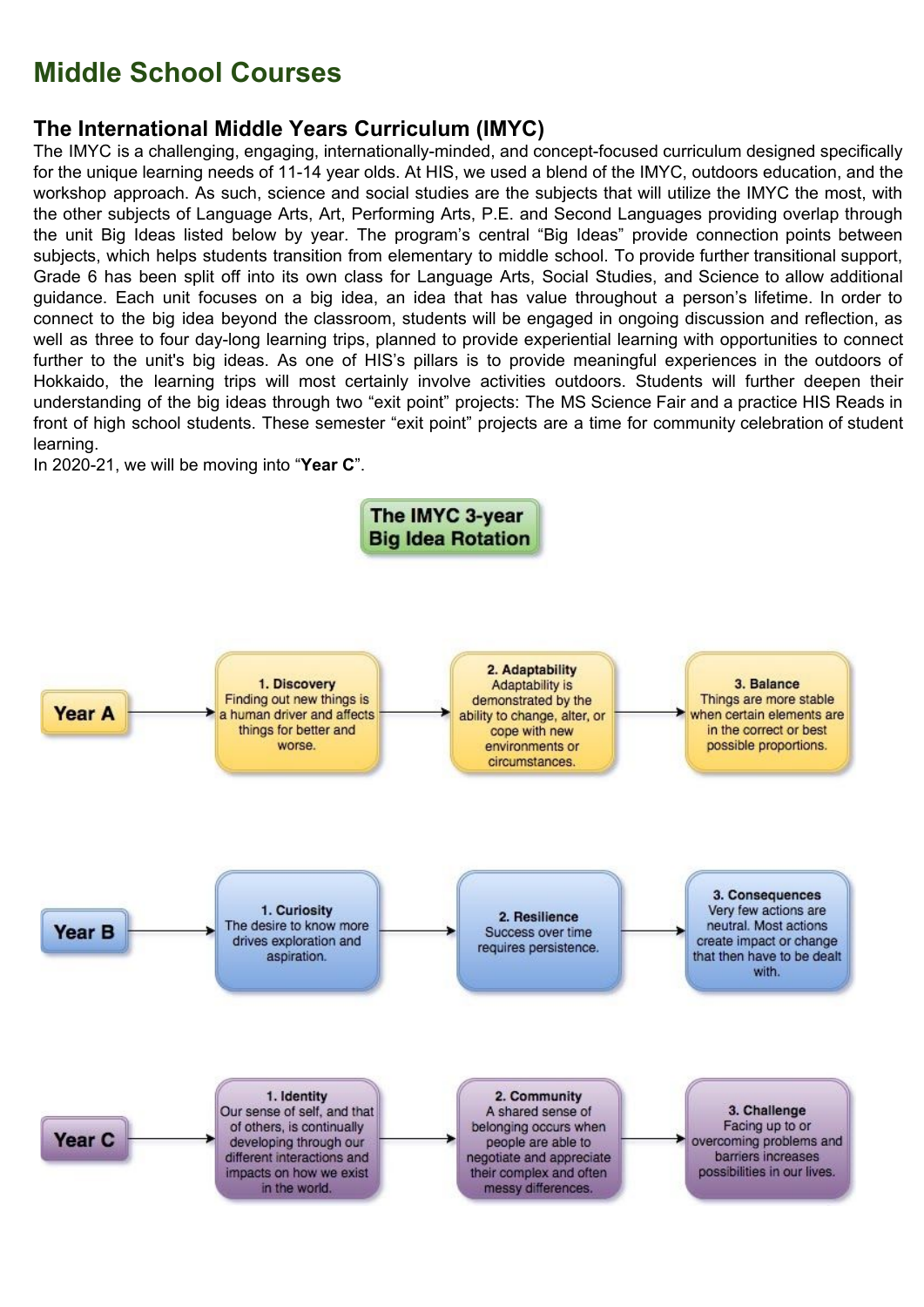# Middle School Courses

## The International Middle Years Curriculum (IMYC)

The IMYC is a challenging, engaging, internationally-minded, and concept-focused curriculum designed specifically for the unique learning needs of 11-14 year olds. At HIS, we used a blend of the IMYC, outdoors education, and the workshop approach. As such, science and social studies are the subjects that will utilize the IMYC the most, with the other subjects of Language Arts, Art, Performing Arts, P.E. and Second Languages providing overlap through the unit Big Ideas listed below by year. The program's central "Big Ideas" provide connection points between subjects, which helps students transition from elementary to middle school. To provide further transitional support, Grade 6 has been split off into its own class for Language Arts, Social Studies, and Science to allow additional guidance. Each unit focuses on a big idea, an idea that has value throughout a person's lifetime. In order to connect to the big idea beyond the classroom, students will be engaged in ongoing discussion and reflection, as well as three to four day-long learning trips, planned to provide experiential learning with opportunities to connect further to the unit's big ideas. As one of HIS's pillars is to provide meaningful experiences in the outdoors of Hokkaido, the learning trips will most certainly involve activities outdoors. Students will further deepen their understanding of the big ideas through two "exit point" projects: The MS Science Fair and a practice HIS Reads in front of high school students. These semester "exit point" projects are a time for community celebration of student learning.

In 2020-21, we will be moving into "**Year C**".

**The IMYC 3-year Big Idea Rotation**

**Year A**

1. **Discovery** Finding out new things is a human driver and affects things for better and worse.
2. **Adaptability** Adaptability is demonstrated by the ability to change, alter, or cope with new environments or circumstances.
3. **Balance** Things are more stable when certain elements are in the correct or best possible proportions.

**Year B**

1. **Curiosity** The desire to know more drives exploration and aspiration.
2. **Resilience** Success over time requires persistence.
3. **Consequences** Very few actions are neutral. Most actions create impact or change that then have to be dealt with.

**Year C**

1. **Identity** Our sense of self, and that of others, is continually developing through our different interactions and impacts on how we exist in the world.
2. **Community** A shared sense of belonging occurs when people are able to negotiate and appreciate their complex and often messy differences.
3. **Challenge** Facing up to or overcoming problems and barriers increases possibilities in our lives.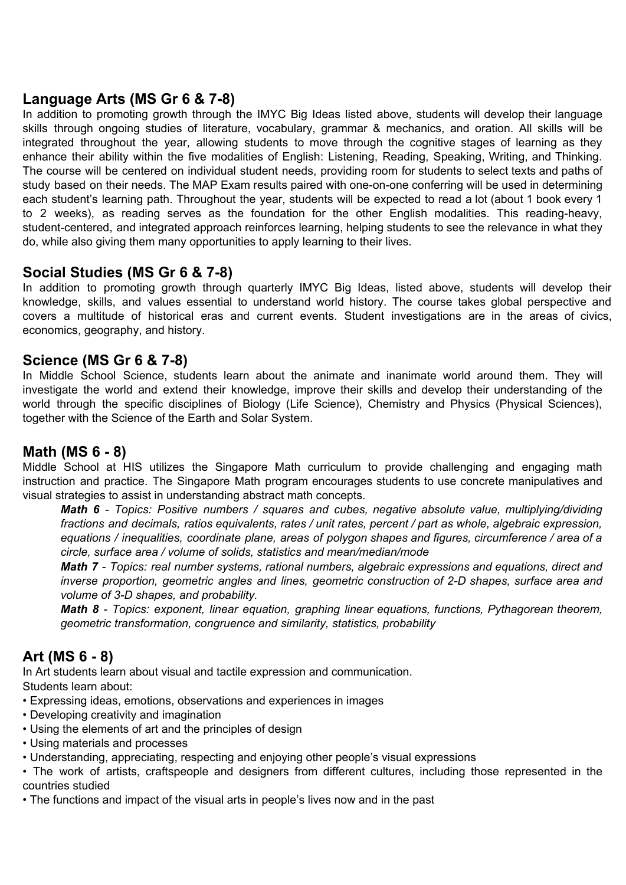## Language Arts (MS Gr 6 & 7-8)

In addition to promoting growth through the IMYC Big Ideas listed above, students will develop their language skills through ongoing studies of literature, vocabulary, grammar & mechanics, and oration. All skills will be integrated throughout the year, allowing students to move through the cognitive stages of learning as they enhance their ability within the five modalities of English: Listening, Reading, Speaking, Writing, and Thinking. The course will be centered on individual student needs, providing room for students to select texts and paths of study based on their needs. The MAP Exam results paired with one-on-one conferring will be used in determining each student's learning path. Throughout the year, students will be expected to read a lot (about 1 book every 1 to 2 weeks), as reading serves as the foundation for the other English modalities. This reading-heavy, student-centered, and integrated approach reinforces learning, helping students to see the relevance in what they do, while also giving them many opportunities to apply learning to their lives.

## Social Studies (MS Gr 6 & 7-8)

In addition to promoting growth through quarterly IMYC Big Ideas, listed above, students will develop their knowledge, skills, and values essential to understand world history. The course takes global perspective and covers a multitude of historical eras and current events. Student investigations are in the areas of civics, economics, geography, and history.

## Science (MS Gr 6 & 7-8)

In Middle School Science, students learn about the animate and inanimate world around them. They will investigate the world and extend their knowledge, improve their skills and develop their understanding of the world through the specific disciplines of Biology (Life Science), Chemistry and Physics (Physical Sciences), together with the Science of the Earth and Solar System.

## Math (MS 6 - 8)

Middle School at HIS utilizes the Singapore Math curriculum to provide challenging and engaging math instruction and practice. The Singapore Math program encourages students to use concrete manipulatives and visual strategies to assist in understanding abstract math concepts.

***Math 6*** *- Topics: Positive numbers / squares and cubes, negative absolute value, multiplying/dividing fractions and decimals, ratios equivalents, rates / unit rates, percent / part as whole, algebraic expression, equations / inequalities, coordinate plane, areas of polygon shapes and figures, circumference / area of a circle, surface area / volume of solids, statistics and mean/median/mode*

***Math 7*** *- Topics: real number systems, rational numbers, algebraic expressions and equations, direct and inverse proportion, geometric angles and lines, geometric construction of 2-D shapes, surface area and volume of 3-D shapes, and probability.*

***Math 8*** *- Topics: exponent, linear equation, graphing linear equations, functions, Pythagorean theorem, geometric transformation, congruence and similarity, statistics, probability*

## Art (MS 6 - 8)

In Art students learn about visual and tactile expression and communication.
Students learn about:

- Expressing ideas, emotions, observations and experiences in images
- Developing creativity and imagination
- Using the elements of art and the principles of design
- Using materials and processes
- Understanding, appreciating, respecting and enjoying other people's visual expressions
- The work of artists, craftspeople and designers from different cultures, including those represented in the countries studied
- The functions and impact of the visual arts in people's lives now and in the past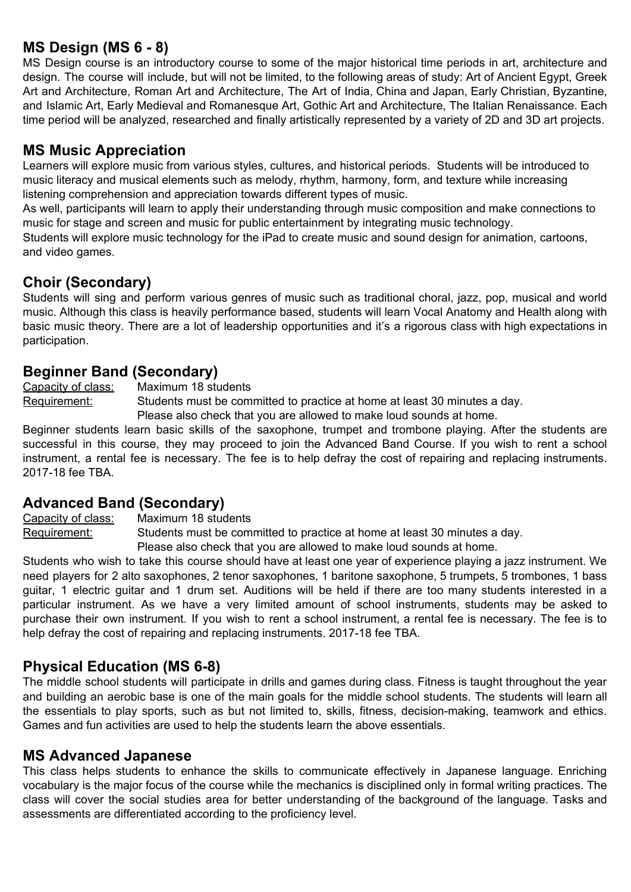## MS Design (MS 6 - 8)

MS Design course is an introductory course to some of the major historical time periods in art, architecture and design. The course will include, but will not be limited, to the following areas of study: Art of Ancient Egypt, Greek Art and Architecture, Roman Art and Architecture, The Art of India, China and Japan, Early Christian, Byzantine, and Islamic Art, Early Medieval and Romanesque Art, Gothic Art and Architecture, The Italian Renaissance. Each time period will be analyzed, researched and finally artistically represented by a variety of 2D and 3D art projects.

## MS Music Appreciation

Learners will explore music from various styles, cultures, and historical periods. Students will be introduced to music literacy and musical elements such as melody, rhythm, harmony, form, and texture while increasing listening comprehension and appreciation towards different types of music.

As well, participants will learn to apply their understanding through music composition and make connections to music for stage and screen and music for public entertainment by integrating music technology.

Students will explore music technology for the iPad to create music and sound design for animation, cartoons, and video games.

## Choir (Secondary)

Students will sing and perform various genres of music such as traditional choral, jazz, pop, musical and world music. Although this class is heavily performance based, students will learn Vocal Anatomy and Health along with basic music theory. There are a lot of leadership opportunities and it's a rigorous class with high expectations in participation.

## Beginner Band (Secondary)

<u>Capacity of class:</u> Maximum 18 students

<u>Requirement:</u> Students must be committed to practice at home at least 30 minutes a day. Please also check that you are allowed to make loud sounds at home.

Beginner students learn basic skills of the saxophone, trumpet and trombone playing. After the students are successful in this course, they may proceed to join the Advanced Band Course. If you wish to rent a school instrument, a rental fee is necessary. The fee is to help defray the cost of repairing and replacing instruments. 2017-18 fee TBA.

## Advanced Band (Secondary)

<u>Capacity of class:</u> Maximum 18 students

<u>Requirement:</u> Students must be committed to practice at home at least 30 minutes a day. Please also check that you are allowed to make loud sounds at home.

Students who wish to take this course should have at least one year of experience playing a jazz instrument. We need players for 2 alto saxophones, 2 tenor saxophones, 1 baritone saxophone, 5 trumpets, 5 trombones, 1 bass guitar, 1 electric guitar and 1 drum set. Auditions will be held if there are too many students interested in a particular instrument. As we have a very limited amount of school instruments, students may be asked to purchase their own instrument. If you wish to rent a school instrument, a rental fee is necessary. The fee is to help defray the cost of repairing and replacing instruments. 2017-18 fee TBA.

## Physical Education (MS 6-8)

The middle school students will participate in drills and games during class. Fitness is taught throughout the year and building an aerobic base is one of the main goals for the middle school students. The students will learn all the essentials to play sports, such as but not limited to, skills, fitness, decision-making, teamwork and ethics. Games and fun activities are used to help the students learn the above essentials.

## MS Advanced Japanese

This class helps students to enhance the skills to communicate effectively in Japanese language. Enriching vocabulary is the major focus of the course while the mechanics is disciplined only in formal writing practices. The class will cover the social studies area for better understanding of the background of the language. Tasks and assessments are differentiated according to the proficiency level.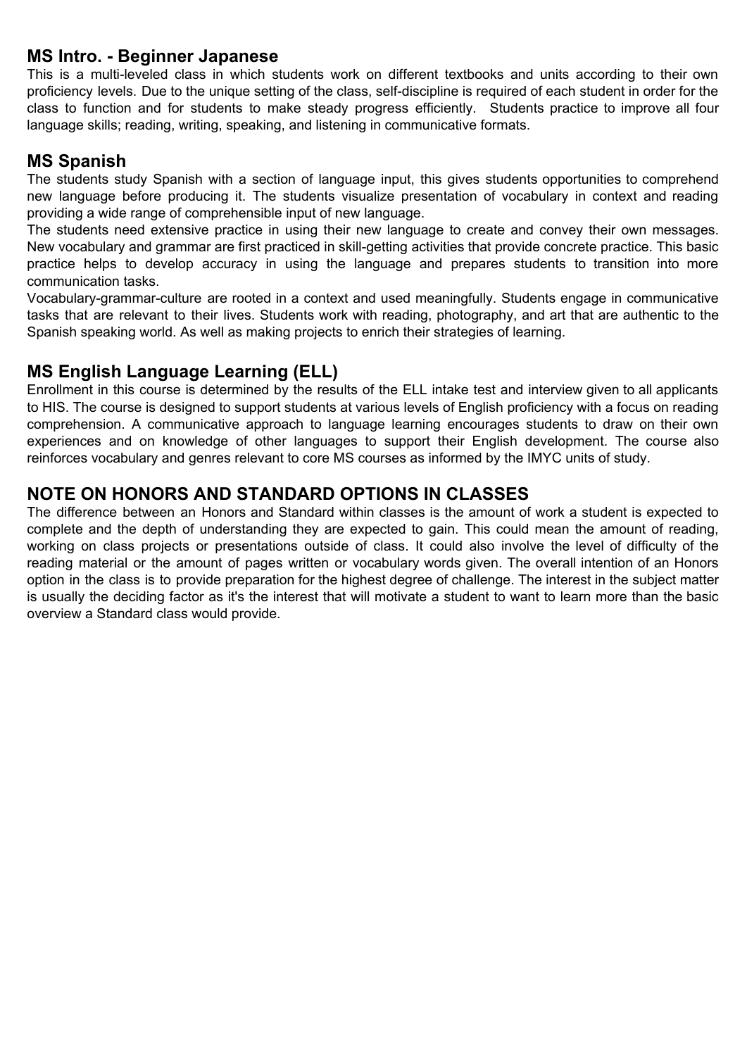## MS Intro. - Beginner Japanese

This is a multi-leveled class in which students work on different textbooks and units according to their own proficiency levels. Due to the unique setting of the class, self-discipline is required of each student in order for the class to function and for students to make steady progress efficiently. Students practice to improve all four language skills; reading, writing, speaking, and listening in communicative formats.

## MS Spanish

The students study Spanish with a section of language input, this gives students opportunities to comprehend new language before producing it. The students visualize presentation of vocabulary in context and reading providing a wide range of comprehensible input of new language.

The students need extensive practice in using their new language to create and convey their own messages. New vocabulary and grammar are first practiced in skill-getting activities that provide concrete practice. This basic practice helps to develop accuracy in using the language and prepares students to transition into more communication tasks.

Vocabulary-grammar-culture are rooted in a context and used meaningfully. Students engage in communicative tasks that are relevant to their lives. Students work with reading, photography, and art that are authentic to the Spanish speaking world. As well as making projects to enrich their strategies of learning.

## MS English Language Learning (ELL)

Enrollment in this course is determined by the results of the ELL intake test and interview given to all applicants to HIS. The course is designed to support students at various levels of English proficiency with a focus on reading comprehension. A communicative approach to language learning encourages students to draw on their own experiences and on knowledge of other languages to support their English development. The course also reinforces vocabulary and genres relevant to core MS courses as informed by the IMYC units of study.

## NOTE ON HONORS AND STANDARD OPTIONS IN CLASSES

The difference between an Honors and Standard within classes is the amount of work a student is expected to complete and the depth of understanding they are expected to gain. This could mean the amount of reading, working on class projects or presentations outside of class. It could also involve the level of difficulty of the reading material or the amount of pages written or vocabulary words given. The overall intention of an Honors option in the class is to provide preparation for the highest degree of challenge. The interest in the subject matter is usually the deciding factor as it's the interest that will motivate a student to want to learn more than the basic overview a Standard class would provide.